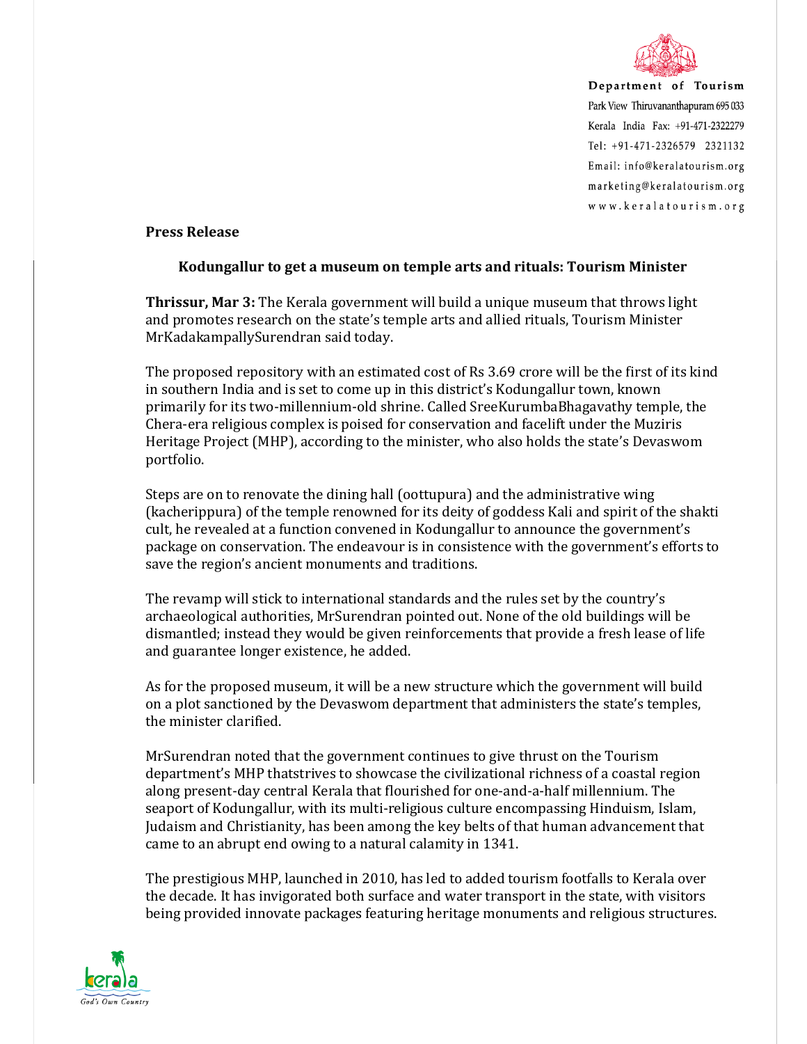Department of Tourism
Park View Thiruvananthapuram 695 033
Kerala India Fax: +91-471-2322279
Tel: +91-471-2326579 2321132
Email: info@keralatourism.org
marketing@keralatourism.org
www.keralatourism.org

**Press Release**

## Kodungallur to get a museum on temple arts and rituals: Tourism Minister

**Thrissur, Mar 3:** The Kerala government will build a unique museum that throws light and promotes research on the state's temple arts and allied rituals, Tourism Minister MrKadakampallySurendran said today.

The proposed repository with an estimated cost of Rs 3.69 crore will be the first of its kind in southern India and is set to come up in this district's Kodungallur town, known primarily for its two-millennium-old shrine. Called SreeKurumbaBhagavathy temple, the Chera-era religious complex is poised for conservation and facelift under the Muziris Heritage Project (MHP), according to the minister, who also holds the state's Devaswom portfolio.

Steps are on to renovate the dining hall (oottupura) and the administrative wing (kacherippura) of the temple renowned for its deity of goddess Kali and spirit of the shakti cult, he revealed at a function convened in Kodungallur to announce the government's package on conservation. The endeavour is in consistence with the government's efforts to save the region's ancient monuments and traditions.

The revamp will stick to international standards and the rules set by the country's archaeological authorities, MrSurendran pointed out. None of the old buildings will be dismantled; instead they would be given reinforcements that provide a fresh lease of life and guarantee longer existence, he added.

As for the proposed museum, it will be a new structure which the government will build on a plot sanctioned by the Devaswom department that administers the state's temples, the minister clarified.

MrSurendran noted that the government continues to give thrust on the Tourism department's MHP thatstrives to showcase the civilizational richness of a coastal region along present-day central Kerala that flourished for one-and-a-half millennium. The seaport of Kodungallur, with its multi-religious culture encompassing Hinduism, Islam, Judaism and Christianity, has been among the key belts of that human advancement that came to an abrupt end owing to a natural calamity in 1341.

The prestigious MHP, launched in 2010, has led to added tourism footfalls to Kerala over the decade. It has invigorated both surface and water transport in the state, with visitors being provided innovate packages featuring heritage monuments and religious structures.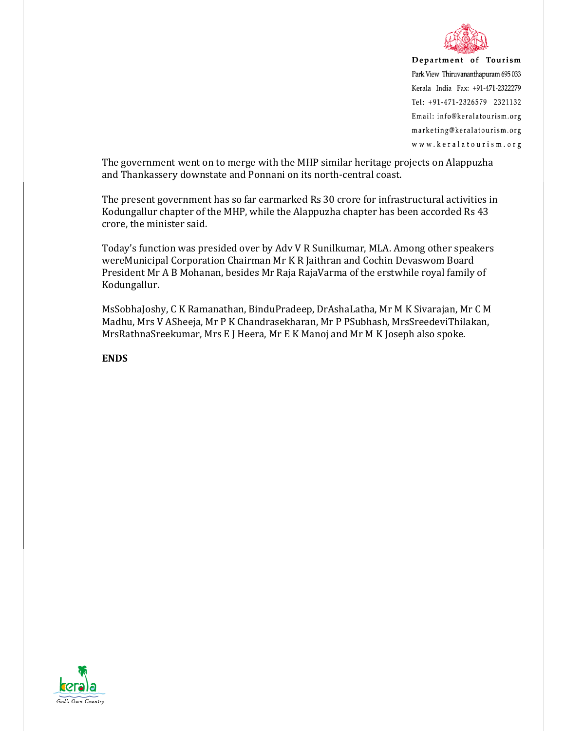Department of Tourism
Park View Thiruvananthapuram 695 033
Kerala India Fax: +91-471-2322279
Tel: +91-471-2326579 2321132
Email: info@keralatourism.org
marketing@keralatourism.org
www.keralatourism.org

The government went on to merge with the MHP similar heritage projects on Alappuzha and Thankassery downstate and Ponnani on its north-central coast.

The present government has so far earmarked Rs 30 crore for infrastructural activities in Kodungallur chapter of the MHP, while the Alappuzha chapter has been accorded Rs 43 crore, the minister said.

Today's function was presided over by Adv V R Sunilkumar, MLA. Among other speakers wereMunicipal Corporation Chairman Mr K R Jaithran and Cochin Devaswom Board President Mr A B Mohanan, besides Mr Raja RajaVarma of the erstwhile royal family of Kodungallur.

MsSobhaJoshy, C K Ramanathan, BinduPradeep, DrAshaLatha, Mr M K Sivarajan, Mr C M Madhu, Mrs V ASheeja, Mr P K Chandrasekharan, Mr P PSubhash, MrsSreedeviThilakan, MrsRathnaSreekumar, Mrs E J Heera, Mr E K Manoj and Mr M K Joseph also spoke.

**ENDS**

kerala
God's Own Country